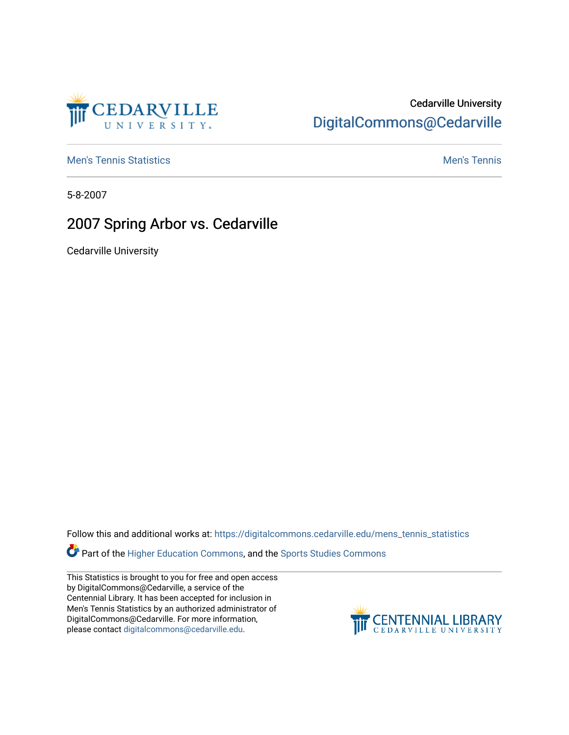Cedarville University

DigitalCommons@Cedarville

Men's Tennis Statistics

Men's Tennis

5-8-2007

# 2007 Spring Arbor vs. Cedarville

Cedarville University

Follow this and additional works at: https://digitalcommons.cedarville.edu/mens_tennis_statistics

Part of the Higher Education Commons, and the Sports Studies Commons

This Statistics is brought to you for free and open access by DigitalCommons@Cedarville, a service of the Centennial Library. It has been accepted for inclusion in Men's Tennis Statistics by an authorized administrator of DigitalCommons@Cedarville. For more information, please contact digitalcommons@cedarville.edu.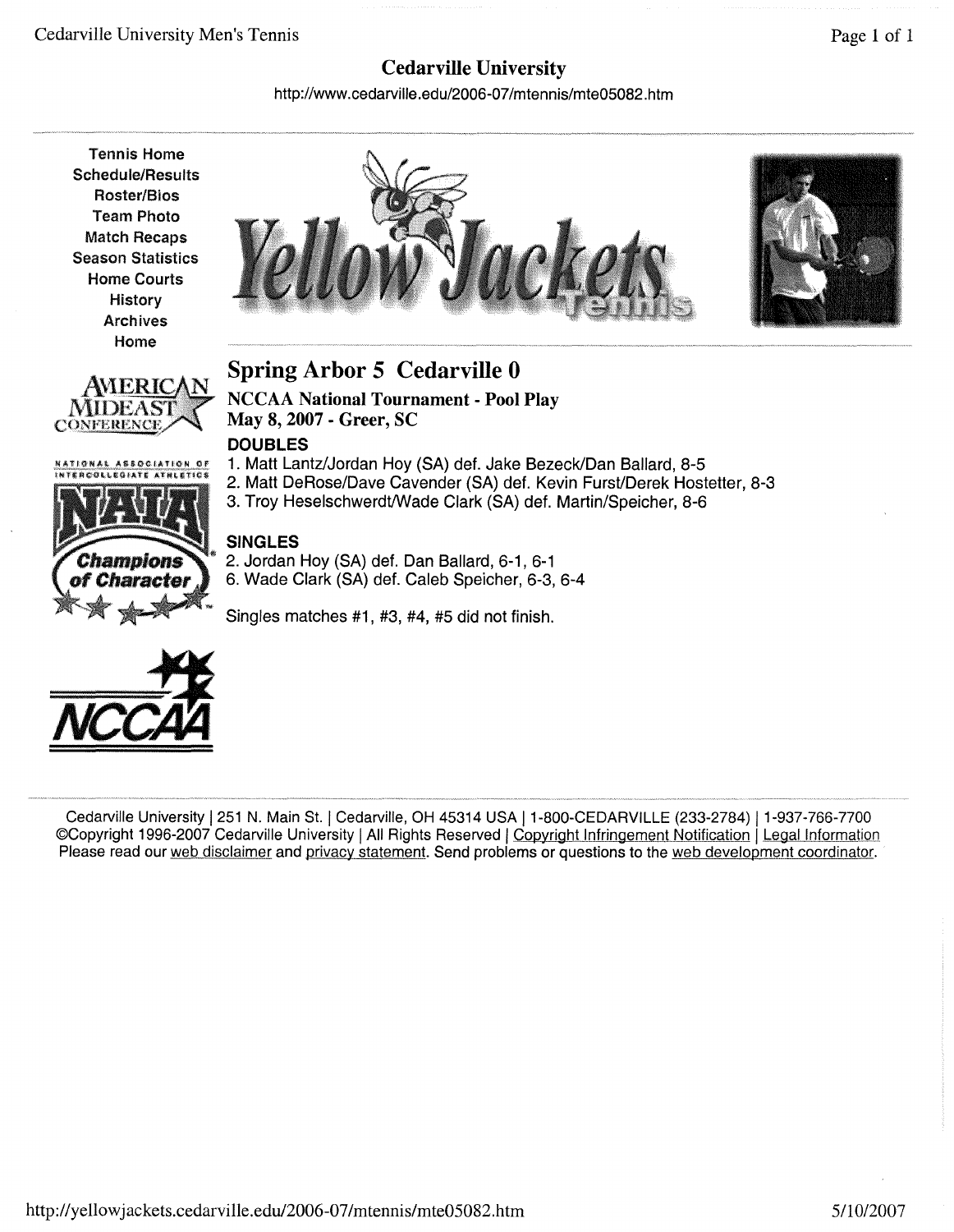## Cedarville University

http://www.cedarville.edu/2006-07/mtennis/mte05082.htm

Tennis Home
Schedule/Results
Roster/Bios
Team Photo
Match Recaps
Season Statistics
Home Courts
History
Archives
Home

# Spring Arbor 5 Cedarville 0

**NCCAA National Tournament - Pool Play**
**May 8, 2007 - Greer, SC**

**DOUBLES**

1. Matt Lantz/Jordan Hoy (SA) def. Jake Bezeck/Dan Ballard, 8-5
2. Matt DeRose/Dave Cavender (SA) def. Kevin Furst/Derek Hostetter, 8-3
3. Troy Heselschwerdt/Wade Clark (SA) def. Martin/Speicher, 8-6

**SINGLES**

2. Jordan Hoy (SA) def. Dan Ballard, 6-1, 6-1
6. Wade Clark (SA) def. Caleb Speicher, 6-3, 6-4

Singles matches #1, #3, #4, #5 did not finish.

Cedarville University | 251 N. Main St. | Cedarville, OH 45314 USA | 1-800-CEDARVILLE (233-2784) | 1-937-766-7700
©Copyright 1996-2007 Cedarville University | All Rights Reserved | Copyright Infringement Notification | Legal Information
Please read our web disclaimer and privacy statement. Send problems or questions to the web development coordinator.